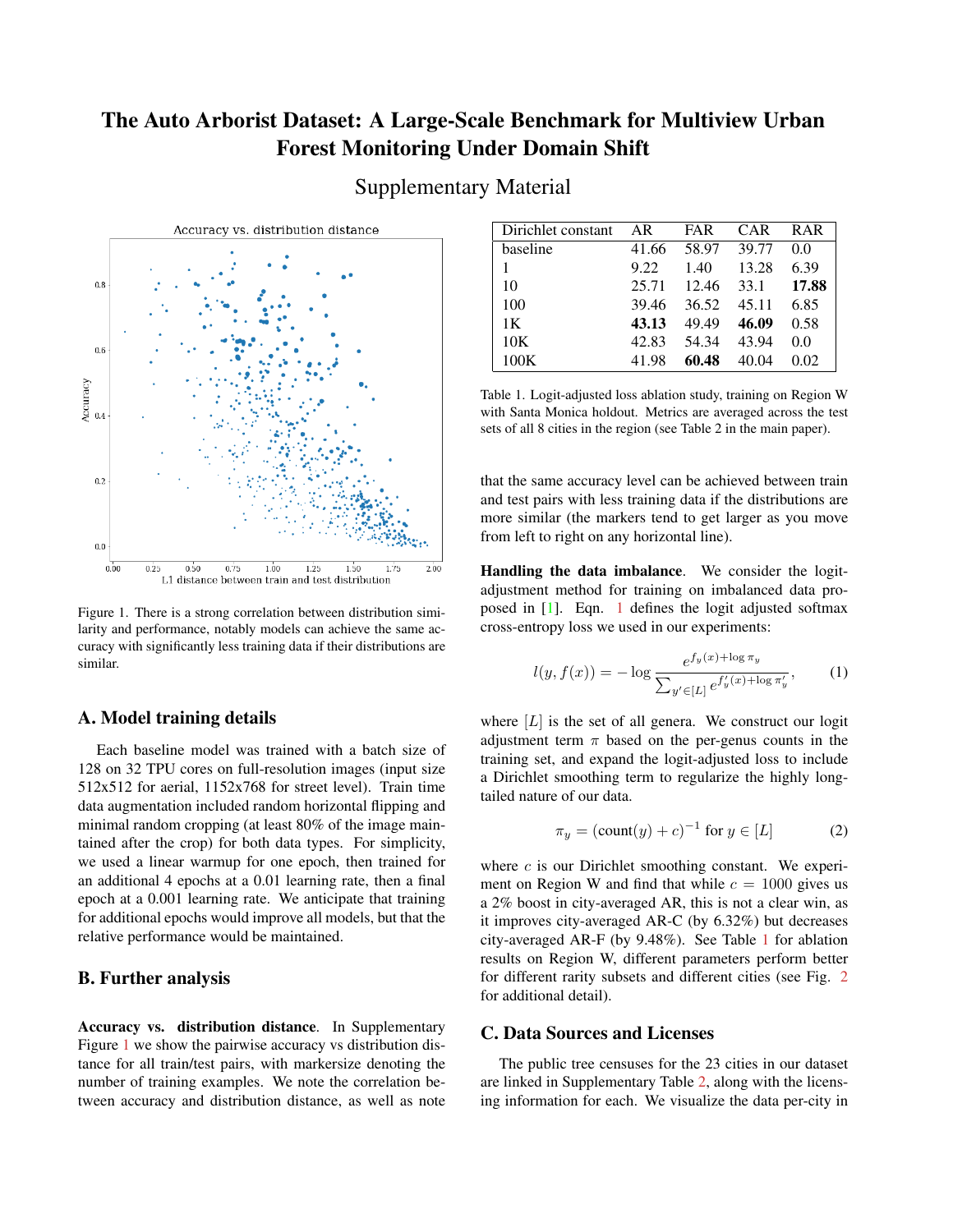# The Auto Arborist Dataset: A Large-Scale Benchmark for Multiview Urban Forest Monitoring Under Domain Shift

## Supplementary Material

Figure 1. There is a strong correlation between distribution similarity and performance, notably models can achieve the same accuracy with significantly less training data if their distributions are similar.

## A. Model training details

Each baseline model was trained with a batch size of 128 on 32 TPU cores on full-resolution images (input size 512x512 for aerial, 1152x768 for street level). Train time data augmentation included random horizontal flipping and minimal random cropping (at least 80% of the image maintained after the crop) for both data types. For simplicity, we used a linear warmup for one epoch, then trained for an additional 4 epochs at a 0.01 learning rate, then a final epoch at a 0.001 learning rate. We anticipate that training for additional epochs would improve all models, but that the relative performance would be maintained.

## B. Further analysis

**Accuracy vs. distribution distance**. In Supplementary Figure 1 we show the pairwise accuracy vs distribution distance for all train/test pairs, with markersize denoting the number of training examples. We note the correlation between accuracy and distribution distance, as well as note that the same accuracy level can be achieved between train and test pairs with less training data if the distributions are more similar (the markers tend to get larger as you move from left to right on any horizontal line).

| Dirichlet constant | AR | FAR | CAR | RAR |
|---|---|---|---|---|
| baseline | 41.66 | 58.97 | 39.77 | 0.0 |
| 1 | 9.22 | 1.40 | 13.28 | 6.39 |
| 10 | 25.71 | 12.46 | 33.1 | **17.88** |
| 100 | 39.46 | 36.52 | 45.11 | 6.85 |
| 1K | **43.13** | 49.49 | **46.09** | 0.58 |
| 10K | 42.83 | 54.34 | 43.94 | 0.0 |
| 100K | 41.98 | **60.48** | 40.04 | 0.02 |

Table 1. Logit-adjusted loss ablation study, training on Region W with Santa Monica holdout. Metrics are averaged across the test sets of all 8 cities in the region (see Table 2 in the main paper).

**Handling the data imbalance**. We consider the logit-adjustment method for training on imbalanced data proposed in [1]. Eqn. 1 defines the logit adjusted softmax cross-entropy loss we used in our experiments:

$$l(y, f(x)) = -\log \frac{e^{f_y(x)+\log \pi_y}}{\sum_{y' \in [L]} e^{f'_y(x)+\log \pi'_y}}, \tag{1}$$

where $[L]$ is the set of all genera. We construct our logit adjustment term $\pi$ based on the per-genus counts in the training set, and expand the logit-adjusted loss to include a Dirichlet smoothing term to regularize the highly long-tailed nature of our data.

$$\pi_y = (\text{count}(y) + c)^{-1} \text{ for } y \in [L] \tag{2}$$

where $c$ is our Dirichlet smoothing constant. We experiment on Region W and find that while $c = 1000$ gives us a 2% boost in city-averaged AR, this is not a clear win, as it improves city-averaged AR-C (by 6.32%) but decreases city-averaged AR-F (by 9.48%). See Table 1 for ablation results on Region W, different parameters perform better for different rarity subsets and different cities (see Fig. 2 for additional detail).

## C. Data Sources and Licenses

The public tree censuses for the 23 cities in our dataset are linked in Supplementary Table 2, along with the licensing information for each. We visualize the data per-city in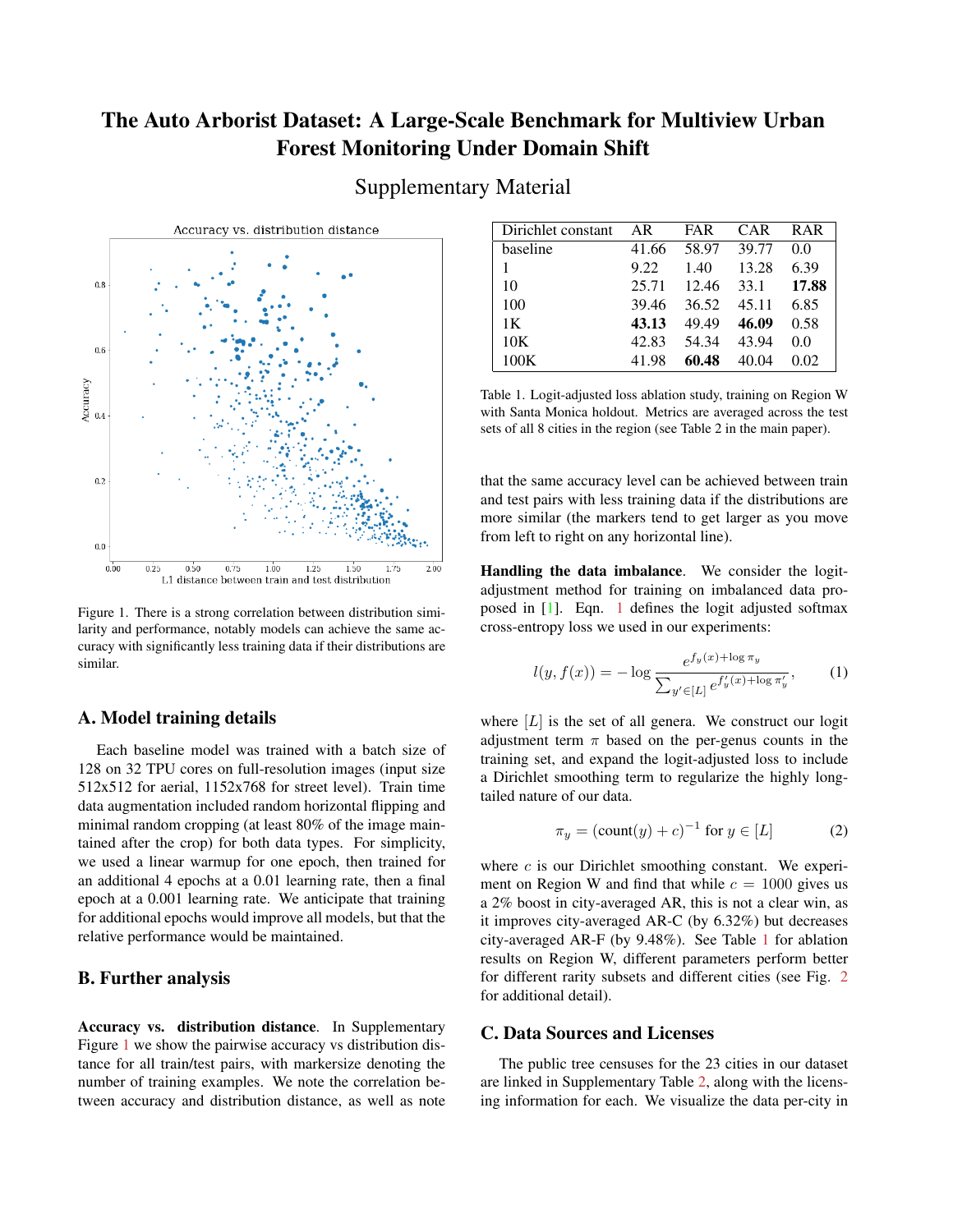# The Auto Arborist Dataset: A Large-Scale Benchmark for Multiview Urban Forest Monitoring Under Domain Shift

## Supplementary Material

Figure 1. There is a strong correlation between distribution similarity and performance, notably models can achieve the same accuracy with significantly less training data if their distributions are similar.

## A. Model training details

Each baseline model was trained with a batch size of 128 on 32 TPU cores on full-resolution images (input size 512x512 for aerial, 1152x768 for street level). Train time data augmentation included random horizontal flipping and minimal random cropping (at least 80% of the image maintained after the crop) for both data types. For simplicity, we used a linear warmup for one epoch, then trained for an additional 4 epochs at a 0.01 learning rate, then a final epoch at a 0.001 learning rate. We anticipate that training for additional epochs would improve all models, but that the relative performance would be maintained.

## B. Further analysis

**Accuracy vs. distribution distance**. In Supplementary Figure 1 we show the pairwise accuracy vs distribution distance for all train/test pairs, with markersize denoting the number of training examples. We note the correlation between accuracy and distribution distance, as well as note that the same accuracy level can be achieved between train and test pairs with less training data if the distributions are more similar (the markers tend to get larger as you move from left to right on any horizontal line).

| Dirichlet constant | AR | FAR | CAR | RAR |
|---|---|---|---|---|
| baseline | 41.66 | 58.97 | 39.77 | 0.0 |
| 1 | 9.22 | 1.40 | 13.28 | 6.39 |
| 10 | 25.71 | 12.46 | 33.1 | **17.88** |
| 100 | 39.46 | 36.52 | 45.11 | 6.85 |
| 1K | **43.13** | 49.49 | **46.09** | 0.58 |
| 10K | 42.83 | 54.34 | 43.94 | 0.0 |
| 100K | 41.98 | **60.48** | 40.04 | 0.02 |

Table 1. Logit-adjusted loss ablation study, training on Region W with Santa Monica holdout. Metrics are averaged across the test sets of all 8 cities in the region (see Table 2 in the main paper).

**Handling the data imbalance**. We consider the logit-adjustment method for training on imbalanced data proposed in [1]. Eqn. 1 defines the logit adjusted softmax cross-entropy loss we used in our experiments:

$$l(y, f(x)) = -\log \frac{e^{f_y(x) + \log \pi_y}}{\sum_{y' \in [L]} e^{f'_y(x) + \log \pi'_y}}, \tag{1}$$

where $[L]$ is the set of all genera. We construct our logit adjustment term $\pi$ based on the per-genus counts in the training set, and expand the logit-adjusted loss to include a Dirichlet smoothing term to regularize the highly long-tailed nature of our data.

$$\pi_y = (\text{count}(y) + c)^{-1} \text{ for } y \in [L] \tag{2}$$

where $c$ is our Dirichlet smoothing constant. We experiment on Region W and find that while $c = 1000$ gives us a 2% boost in city-averaged AR, this is not a clear win, as it improves city-averaged AR-C (by 6.32%) but decreases city-averaged AR-F (by 9.48%). See Table 1 for ablation results on Region W, different parameters perform better for different rarity subsets and different cities (see Fig. 2 for additional detail).

## C. Data Sources and Licenses

The public tree censuses for the 23 cities in our dataset are linked in Supplementary Table 2, along with the licensing information for each. We visualize the data per-city in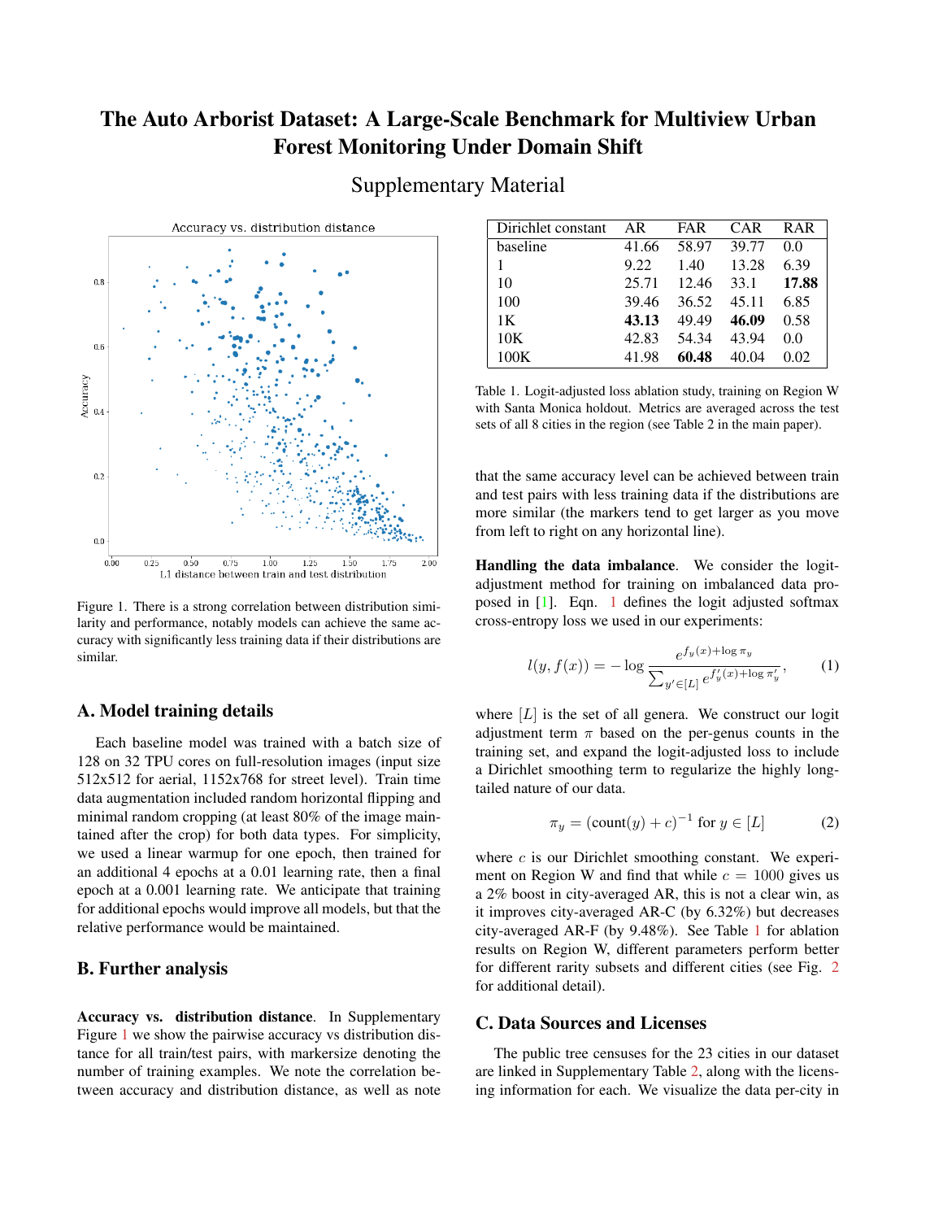# The Auto Arborist Dataset: A Large-Scale Benchmark for Multiview Urban Forest Monitoring Under Domain Shift

## Supplementary Material

Accuracy vs. distribution distance

Accuracy

0.0
0.2
0.4
0.6
0.8

0.00 0.25 0.50 0.75 1.00 1.25 1.50 1.75 2.00

L1 distance between train and test distribution

Figure 1. There is a strong correlation between distribution similarity and performance, notably models can achieve the same accuracy with significantly less training data if their distributions are similar.

## A. Model training details

Each baseline model was trained with a batch size of 128 on 32 TPU cores on full-resolution images (input size 512x512 for aerial, 1152x768 for street level). Train time data augmentation included random horizontal flipping and minimal random cropping (at least 80% of the image maintained after the crop) for both data types. For simplicity, we used a linear warmup for one epoch, then trained for an additional 4 epochs at a 0.01 learning rate, then a final epoch at a 0.001 learning rate. We anticipate that training for additional epochs would improve all models, but that the relative performance would be maintained.

## B. Further analysis

**Accuracy vs. distribution distance**. In Supplementary Figure 1 we show the pairwise accuracy vs distribution distance for all train/test pairs, with markersize denoting the number of training examples. We note the correlation between accuracy and distribution distance, as well as note that the same accuracy level can be achieved between train and test pairs with less training data if the distributions are more similar (the markers tend to get larger as you move from left to right on any horizontal line).

| Dirichlet constant | AR | FAR | CAR | RAR |
|---|---|---|---|---|
| baseline | 41.66 | 58.97 | 39.77 | 0.0 |
| 1 | 9.22 | 1.40 | 13.28 | 6.39 |
| 10 | 25.71 | 12.46 | 33.1 | **17.88** |
| 100 | 39.46 | 36.52 | 45.11 | 6.85 |
| 1K | **43.13** | 49.49 | **46.09** | 0.58 |
| 10K | 42.83 | 54.34 | 43.94 | 0.0 |
| 100K | 41.98 | **60.48** | 40.04 | 0.02 |

Table 1. Logit-adjusted loss ablation study, training on Region W with Santa Monica holdout. Metrics are averaged across the test sets of all 8 cities in the region (see Table 2 in the main paper).

**Handling the data imbalance**. We consider the logit-adjustment method for training on imbalanced data proposed in [1]. Eqn. 1 defines the logit adjusted softmax cross-entropy loss we used in our experiments:

$$l(y, f(x)) = -\log \frac{e^{f_y(x)+\log \pi_y}}{\sum_{y' \in [L]} e^{f'_y(x)+\log \pi'_y}}, \qquad (1)$$

where $[L]$ is the set of all genera. We construct our logit adjustment term $\pi$ based on the per-genus counts in the training set, and expand the logit-adjusted loss to include a Dirichlet smoothing term to regularize the highly long-tailed nature of our data.

$$\pi_y = (\text{count}(y) + c)^{-1} \text{ for } y \in [L] \qquad (2)$$

where $c$ is our Dirichlet smoothing constant. We experiment on Region W and find that while $c = 1000$ gives us a 2% boost in city-averaged AR, this is not a clear win, as it improves city-averaged AR-C (by 6.32%) but decreases city-averaged AR-F (by 9.48%). See Table 1 for ablation results on Region W, different parameters perform better for different rarity subsets and different cities (see Fig. 2 for additional detail).

## C. Data Sources and Licenses

The public tree censuses for the 23 cities in our dataset are linked in Supplementary Table 2, along with the licensing information for each. We visualize the data per-city in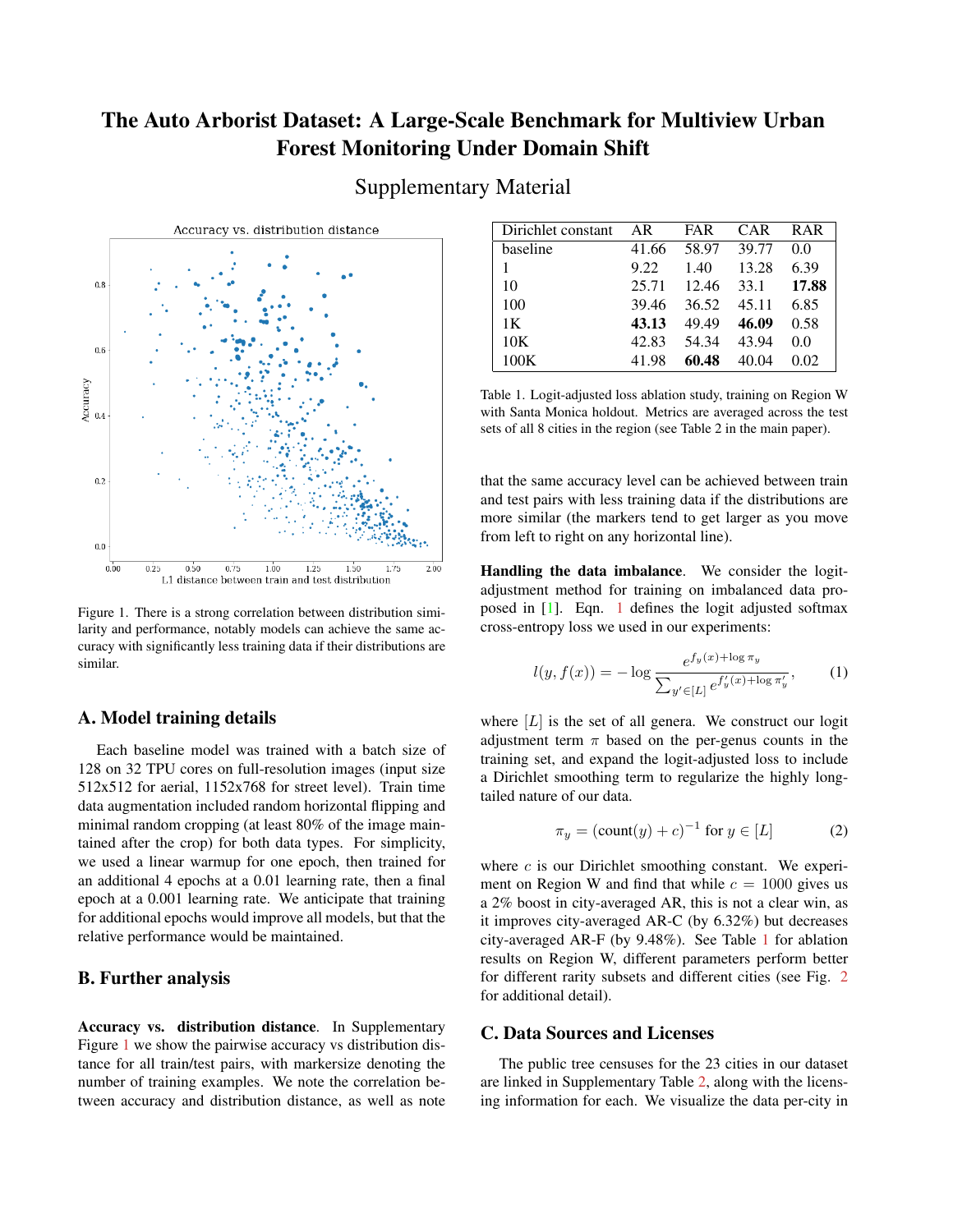# The Auto Arborist Dataset: A Large-Scale Benchmark for Multiview Urban Forest Monitoring Under Domain Shift

## Supplementary Material

Accuracy vs. distribution distance

Accuracy

0.0
0.2
0.4
0.6
0.8

0.00 0.25 0.50 0.75 1.00 1.25 1.50 1.75 2.00

L1 distance between train and test distribution

Figure 1. There is a strong correlation between distribution similarity and performance, notably models can achieve the same accuracy with significantly less training data if their distributions are similar.

## A. Model training details

Each baseline model was trained with a batch size of 128 on 32 TPU cores on full-resolution images (input size 512x512 for aerial, 1152x768 for street level). Train time data augmentation included random horizontal flipping and minimal random cropping (at least 80% of the image maintained after the crop) for both data types. For simplicity, we used a linear warmup for one epoch, then trained for an additional 4 epochs at a 0.01 learning rate, then a final epoch at a 0.001 learning rate. We anticipate that training for additional epochs would improve all models, but that the relative performance would be maintained.

## B. Further analysis

**Accuracy vs. distribution distance**. In Supplementary Figure 1 we show the pairwise accuracy vs distribution distance for all train/test pairs, with markersize denoting the number of training examples. We note the correlation between accuracy and distribution distance, as well as note that the same accuracy level can be achieved between train and test pairs with less training data if the distributions are more similar (the markers tend to get larger as you move from left to right on any horizontal line).

| Dirichlet constant | AR | FAR | CAR | RAR |
|---|---|---|---|---|
| baseline | 41.66 | 58.97 | 39.77 | 0.0 |
| 1 | 9.22 | 1.40 | 13.28 | 6.39 |
| 10 | 25.71 | 12.46 | 33.1 | **17.88** |
| 100 | 39.46 | 36.52 | 45.11 | 6.85 |
| 1K | **43.13** | 49.49 | **46.09** | 0.58 |
| 10K | 42.83 | 54.34 | 43.94 | 0.0 |
| 100K | 41.98 | **60.48** | 40.04 | 0.02 |

Table 1. Logit-adjusted loss ablation study, training on Region W with Santa Monica holdout. Metrics are averaged across the test sets of all 8 cities in the region (see Table 2 in the main paper).

**Handling the data imbalance**. We consider the logit-adjustment method for training on imbalanced data proposed in [1]. Eqn. 1 defines the logit adjusted softmax cross-entropy loss we used in our experiments:

$$l(y, f(x)) = -\log \frac{e^{f_y(x) + \log \pi_y}}{\sum_{y' \in [L]} e^{f'_y(x) + \log \pi'_y}}, \qquad (1)$$

where $[L]$ is the set of all genera. We construct our logit adjustment term $\pi$ based on the per-genus counts in the training set, and expand the logit-adjusted loss to include a Dirichlet smoothing term to regularize the highly long-tailed nature of our data.

$$\pi_y = (\text{count}(y) + c)^{-1} \text{ for } y \in [L] \qquad (2)$$

where $c$ is our Dirichlet smoothing constant. We experiment on Region W and find that while $c = 1000$ gives us a 2% boost in city-averaged AR, this is not a clear win, as it improves city-averaged AR-C (by 6.32%) but decreases city-averaged AR-F (by 9.48%). See Table 1 for ablation results on Region W, different parameters perform better for different rarity subsets and different cities (see Fig. 2 for additional detail).

## C. Data Sources and Licenses

The public tree censuses for the 23 cities in our dataset are linked in Supplementary Table 2, along with the licensing information for each. We visualize the data per-city in